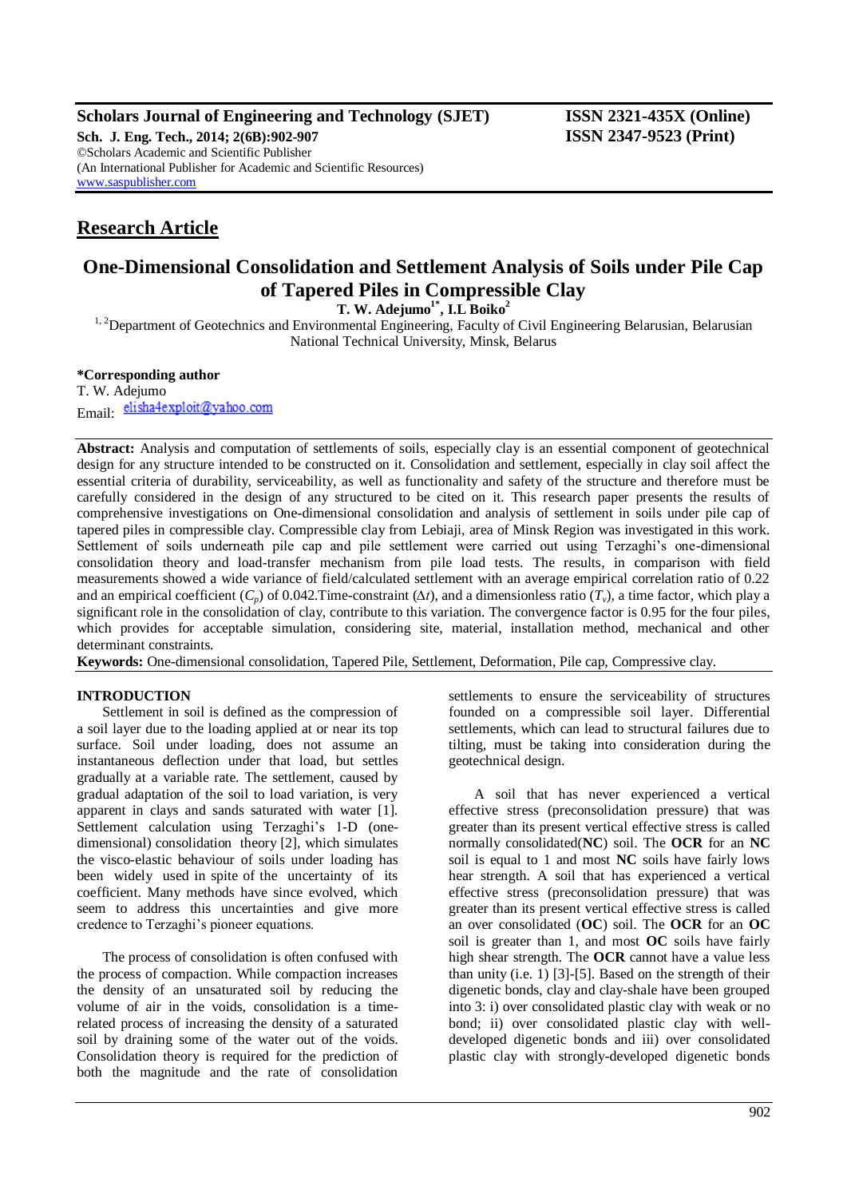Scholars Journal of Engineering and Technology (SJET)

ISSN 2321-435X (Online)
ISSN 2347-9523 (Print)

Sch. J. Eng. Tech., 2014; 2(6B):902-907
©Scholars Academic and Scientific Publisher
(An International Publisher for Academic and Scientific Resources)
www.saspublisher.com

## Research Article

# One-Dimensional Consolidation and Settlement Analysis of Soils under Pile Cap of Tapered Piles in Compressible Clay

**T. W. Adejumo[1*], I.L Boiko[2]**

[1, 2]Department of Geotechnics and Environmental Engineering, Faculty of Civil Engineering Belarusian, Belarusian National Technical University, Minsk, Belarus

**\*Corresponding author**
T. W. Adejumo
Email: elisha4exploit@yahoo.com

**Abstract:** Analysis and computation of settlements of soils, especially clay is an essential component of geotechnical design for any structure intended to be constructed on it. Consolidation and settlement, especially in clay soil affect the essential criteria of durability, serviceability, as well as functionality and safety of the structure and therefore must be carefully considered in the design of any structured to be cited on it. This research paper presents the results of comprehensive investigations on One-dimensional consolidation and analysis of settlement in soils under pile cap of tapered piles in compressible clay. Compressible clay from Lebiaji, area of Minsk Region was investigated in this work. Settlement of soils underneath pile cap and pile settlement were carried out using Terzaghi's one-dimensional consolidation theory and load-transfer mechanism from pile load tests. The results, in comparison with field measurements showed a wide variance of field/calculated settlement with an average empirical correlation ratio of 0.22 and an empirical coefficient ($C_p$) of 0.042.Time-constraint ($\Delta t$), and a dimensionless ratio ($T_v$), a time factor, which play a significant role in the consolidation of clay, contribute to this variation. The convergence factor is 0.95 for the four piles, which provides for acceptable simulation, considering site, material, installation method, mechanical and other determinant constraints.

**Keywords:** One-dimensional consolidation, Tapered Pile, Settlement, Deformation, Pile cap, Compressive clay.

## INTRODUCTION

Settlement in soil is defined as the compression of a soil layer due to the loading applied at or near its top surface. Soil under loading, does not assume an instantaneous deflection under that load, but settles gradually at a variable rate. The settlement, caused by gradual adaptation of the soil to load variation, is very apparent in clays and sands saturated with water [1]. Settlement calculation using Terzaghi's 1-D (one-dimensional) consolidation theory [2], which simulates the visco-elastic behaviour of soils under loading has been widely used in spite of the uncertainty of its coefficient. Many methods have since evolved, which seem to address this uncertainties and give more credence to Terzaghi's pioneer equations.

The process of consolidation is often confused with the process of compaction. While compaction increases the density of an unsaturated soil by reducing the volume of air in the voids, consolidation is a time-related process of increasing the density of a saturated soil by draining some of the water out of the voids. Consolidation theory is required for the prediction of both the magnitude and the rate of consolidation settlements to ensure the serviceability of structures founded on a compressible soil layer. Differential settlements, which can lead to structural failures due to tilting, must be taking into consideration during the geotechnical design.

A soil that has never experienced a vertical effective stress (preconsolidation pressure) that was greater than its present vertical effective stress is called normally consolidated(**NC**) soil. The **OCR** for an **NC** soil is equal to 1 and most **NC** soils have fairly lows hear strength. A soil that has experienced a vertical effective stress (preconsolidation pressure) that was greater than its present vertical effective stress is called an over consolidated (**OC**) soil. The **OCR** for an **OC** soil is greater than 1, and most **OC** soils have fairly high shear strength. The **OCR** cannot have a value less than unity (i.e. 1) [3]-[5]. Based on the strength of their digenetic bonds, clay and clay-shale have been grouped into 3: i) over consolidated plastic clay with weak or no bond; ii) over consolidated plastic clay with well-developed digenetic bonds and iii) over consolidated plastic clay with strongly-developed digenetic bonds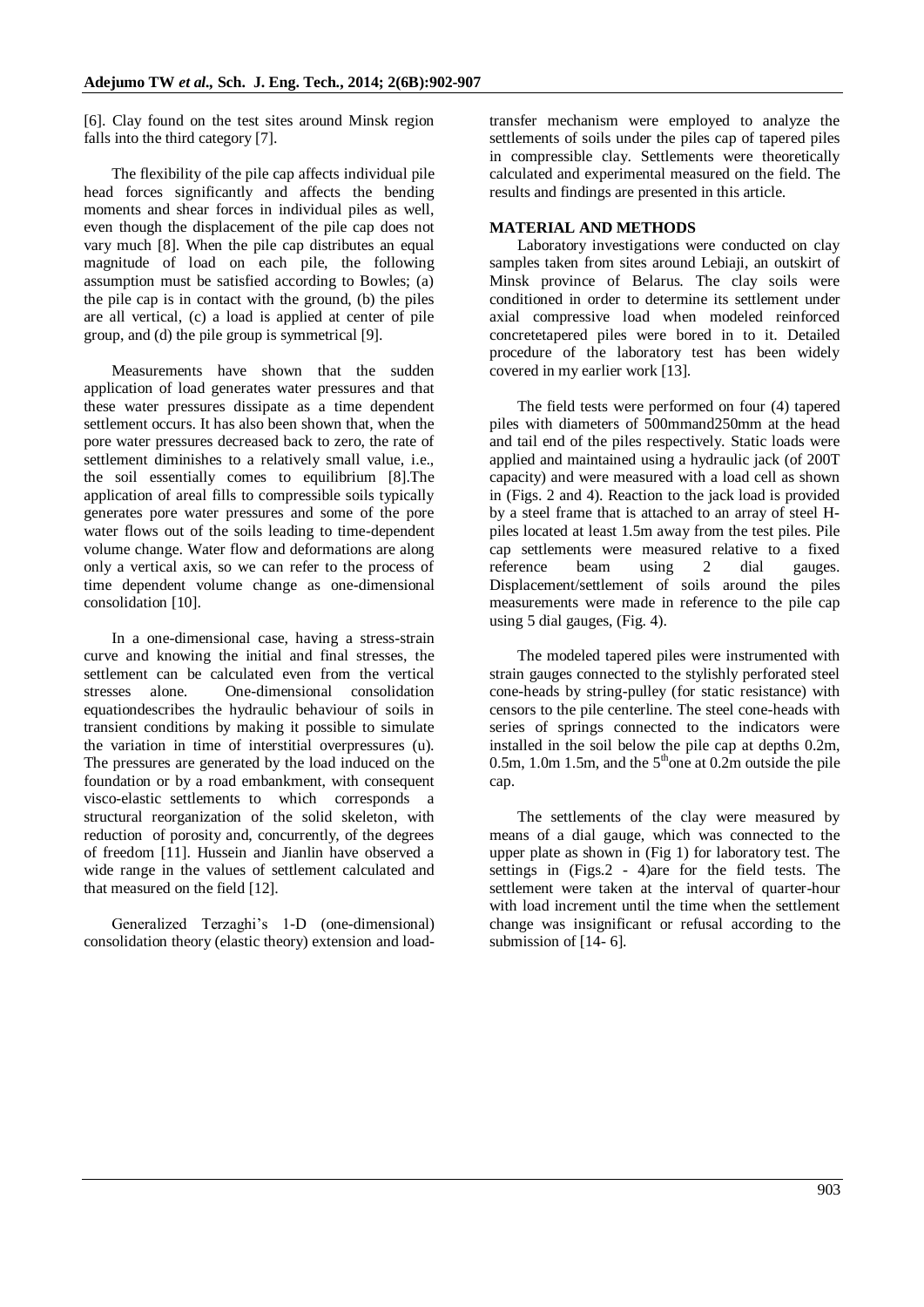[6]. Clay found on the test sites around Minsk region falls into the third category [7].

The flexibility of the pile cap affects individual pile head forces significantly and affects the bending moments and shear forces in individual piles as well, even though the displacement of the pile cap does not vary much [8]. When the pile cap distributes an equal magnitude of load on each pile, the following assumption must be satisfied according to Bowles; (a) the pile cap is in contact with the ground, (b) the piles are all vertical, (c) a load is applied at center of pile group, and (d) the pile group is symmetrical [9].

Measurements have shown that the sudden application of load generates water pressures and that these water pressures dissipate as a time dependent settlement occurs. It has also been shown that, when the pore water pressures decreased back to zero, the rate of settlement diminishes to a relatively small value, i.e., the soil essentially comes to equilibrium [8].The application of areal fills to compressible soils typically generates pore water pressures and some of the pore water flows out of the soils leading to time-dependent volume change. Water flow and deformations are along only a vertical axis, so we can refer to the process of time dependent volume change as one-dimensional consolidation [10].

In a one-dimensional case, having a stress-strain curve and knowing the initial and final stresses, the settlement can be calculated even from the vertical stresses alone. One-dimensional consolidation equationdescribes the hydraulic behaviour of soils in transient conditions by making it possible to simulate the variation in time of interstitial overpressures (u). The pressures are generated by the load induced on the foundation or by a road embankment, with consequent visco-elastic settlements to which corresponds a structural reorganization of the solid skeleton, with reduction of porosity and, concurrently, of the degrees of freedom [11]. Hussein and Jianlin have observed a wide range in the values of settlement calculated and that measured on the field [12].

Generalized Terzaghi's 1-D (one-dimensional) consolidation theory (elastic theory) extension and load-transfer mechanism were employed to analyze the settlements of soils under the piles cap of tapered piles in compressible clay. Settlements were theoretically calculated and experimental measured on the field. The results and findings are presented in this article.

## MATERIAL AND METHODS

Laboratory investigations were conducted on clay samples taken from sites around Lebiaji, an outskirt of Minsk province of Belarus. The clay soils were conditioned in order to determine its settlement under axial compressive load when modeled reinforced concretetapered piles were bored in to it. Detailed procedure of the laboratory test has been widely covered in my earlier work [13].

The field tests were performed on four (4) tapered piles with diameters of 500mmand250mm at the head and tail end of the piles respectively. Static loads were applied and maintained using a hydraulic jack (of 200T capacity) and were measured with a load cell as shown in (Figs. 2 and 4). Reaction to the jack load is provided by a steel frame that is attached to an array of steel H-piles located at least 1.5m away from the test piles. Pile cap settlements were measured relative to a fixed reference beam using 2 dial gauges. Displacement/settlement of soils around the piles measurements were made in reference to the pile cap using 5 dial gauges, (Fig. 4).

The modeled tapered piles were instrumented with strain gauges connected to the stylishly perforated steel cone-heads by string-pulley (for static resistance) with censors to the pile centerline. The steel cone-heads with series of springs connected to the indicators were installed in the soil below the pile cap at depths 0.2m, 0.5m, 1.0m 1.5m, and the 5th one at 0.2m outside the pile cap.

The settlements of the clay were measured by means of a dial gauge, which was connected to the upper plate as shown in (Fig 1) for laboratory test. The settings in (Figs.2 - 4)are for the field tests. The settlement were taken at the interval of quarter-hour with load increment until the time when the settlement change was insignificant or refusal according to the submission of [14- 6].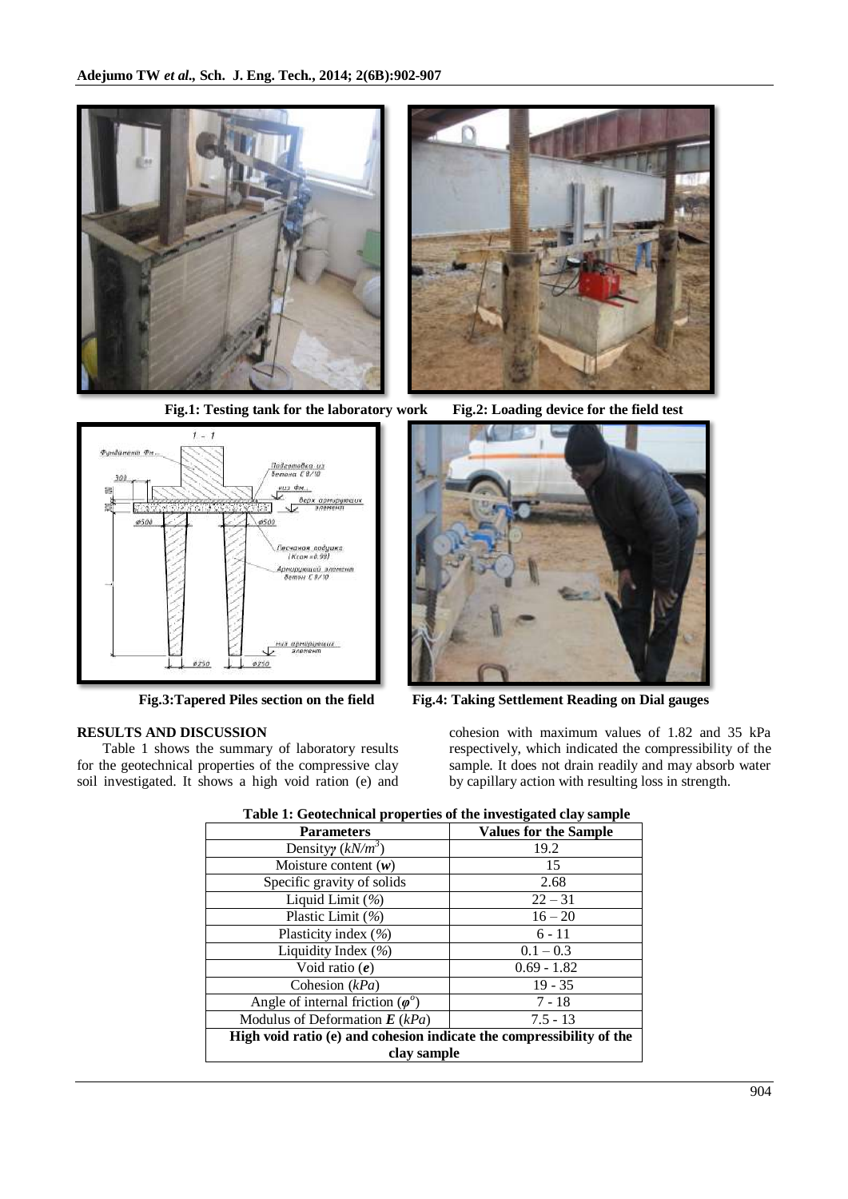Fig.1: Testing tank for the laboratory work

Fig.2: Loading device for the field test

Fig.3: Tapered Piles section on the field

Fig.4: Taking Settlement Reading on Dial gauges

## RESULTS AND DISCUSSION

Table 1 shows the summary of laboratory results for the geotechnical properties of the compressive clay soil investigated. It shows a high void ration (e) and cohesion with maximum values of 1.82 and 35 kPa respectively, which indicated the compressibility of the sample. It does not drain readily and may absorb water by capillary action with resulting loss in strength.

**Table 1: Geotechnical properties of the investigated clay sample**

| Parameters | Values for the Sample |
|---|---|
| Density $\gamma$ ($kN/m^3$) | 19.2 |
| Moisture content ($w$) | 15 |
| Specific gravity of solids | 2.68 |
| Liquid Limit (%) | 22 – 31 |
| Plastic Limit (%) | 16 – 20 |
| Plasticity index (%) | 6 - 11 |
| Liquidity Index (%) | 0.1 – 0.3 |
| Void ratio ($e$) | 0.69 - 1.82 |
| Cohesion ($kPa$) | 19 - 35 |
| Angle of internal friction ($\varphi^o$) | 7 - 18 |
| Modulus of Deformation $E$ ($kPa$) | 7.5 - 13 |
| **High void ratio (e) and cohesion indicate the compressibility of the clay sample** | |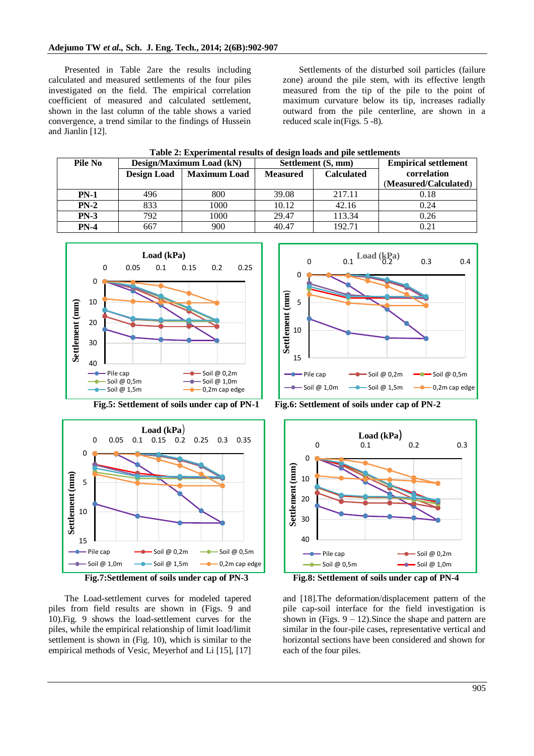Presented in Table 2are the results including calculated and measured settlements of the four piles investigated on the field. The empirical correlation coefficient of measured and calculated settlement, shown in the last column of the table shows a varied convergence, a trend similar to the findings of Hussein and Jianlin [12].

Settlements of the disturbed soil particles (failure zone) around the pile stem, with its effective length measured from the tip of the pile to the point of maximum curvature below its tip, increases radially outward from the pile centerline, are shown in a reduced scale in(Figs. 5 -8).

**Table 2: Experimental results of design loads and pile settlements**

| Pile No | Design/Maximum Load (kN) | | Settlement (S, mm) | | Empirical settlement correlation (Measured/Calculated) |
|---|---|---|---|---|---|
| | Design Load | Maximum Load | Measured | Calculated | |
| PN-1 | 496 | 800 | 39.08 | 217.11 | 0.18 |
| PN-2 | 833 | 1000 | 10.12 | 42.16 | 0.24 |
| PN-3 | 792 | 1000 | 29.47 | 113.34 | 0.26 |
| PN-4 | 667 | 900 | 40.47 | 192.71 | 0.21 |

**Fig.5: Settlement of soils under cap of PN-1**

**Fig.6: Settlement of soils under cap of PN-2**

**Fig.7:Settlement of soils under cap of PN-3**

**Fig.8: Settlement of soils under cap of PN-4**

The Load-settlement curves for modeled tapered piles from field results are shown in (Figs. 9 and 10).Fig. 9 shows the load-settlement curves for the piles, while the empirical relationship of limit load/limit settlement is shown in (Fig. 10), which is similar to the empirical methods of Vesic, Meyerhof and Li [15], [17] and [18].The deformation/displacement pattern of the pile cap-soil interface for the field investigation is shown in (Figs. 9 – 12).Since the shape and pattern are similar in the four-pile cases, representative vertical and horizontal sections have been considered and shown for each of the four piles.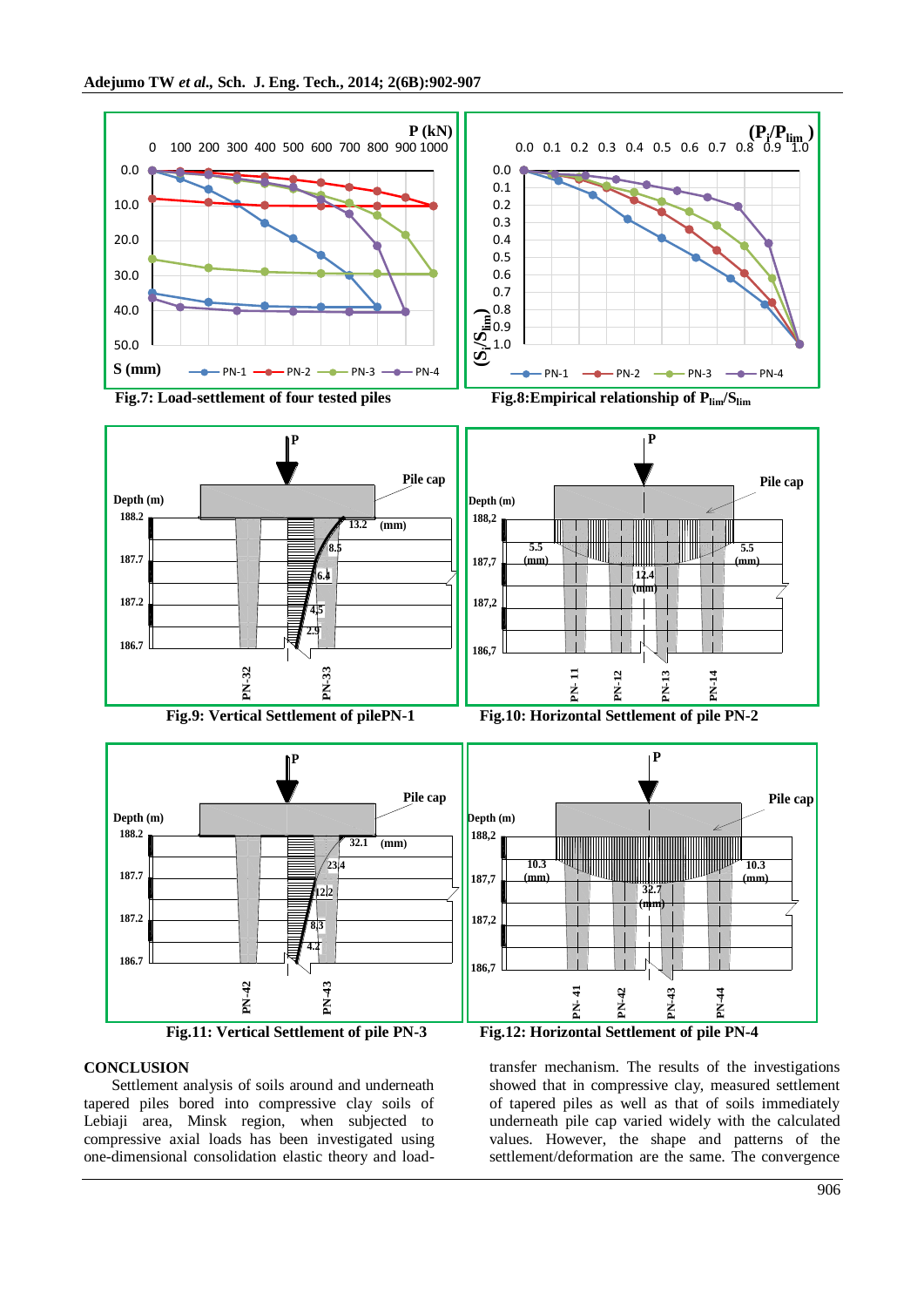Fig.7: Load-settlement of four tested piles

Fig.8:Empirical relationship of $P_{lim}/S_{lim}$

Fig.9: Vertical Settlement of pilePN-1

Fig.10: Horizontal Settlement of pile PN-2

Fig.11: Vertical Settlement of pile PN-3

Fig.12: Horizontal Settlement of pile PN-4

## CONCLUSION

Settlement analysis of soils around and underneath tapered piles bored into compressive clay soils of Lebiaji area, Minsk region, when subjected to compressive axial loads has been investigated using one-dimensional consolidation elastic theory and load-transfer mechanism. The results of the investigations showed that in compressive clay, measured settlement of tapered piles as well as that of soils immediately underneath pile cap varied widely with the calculated values. However, the shape and patterns of the settlement/deformation are the same. The convergence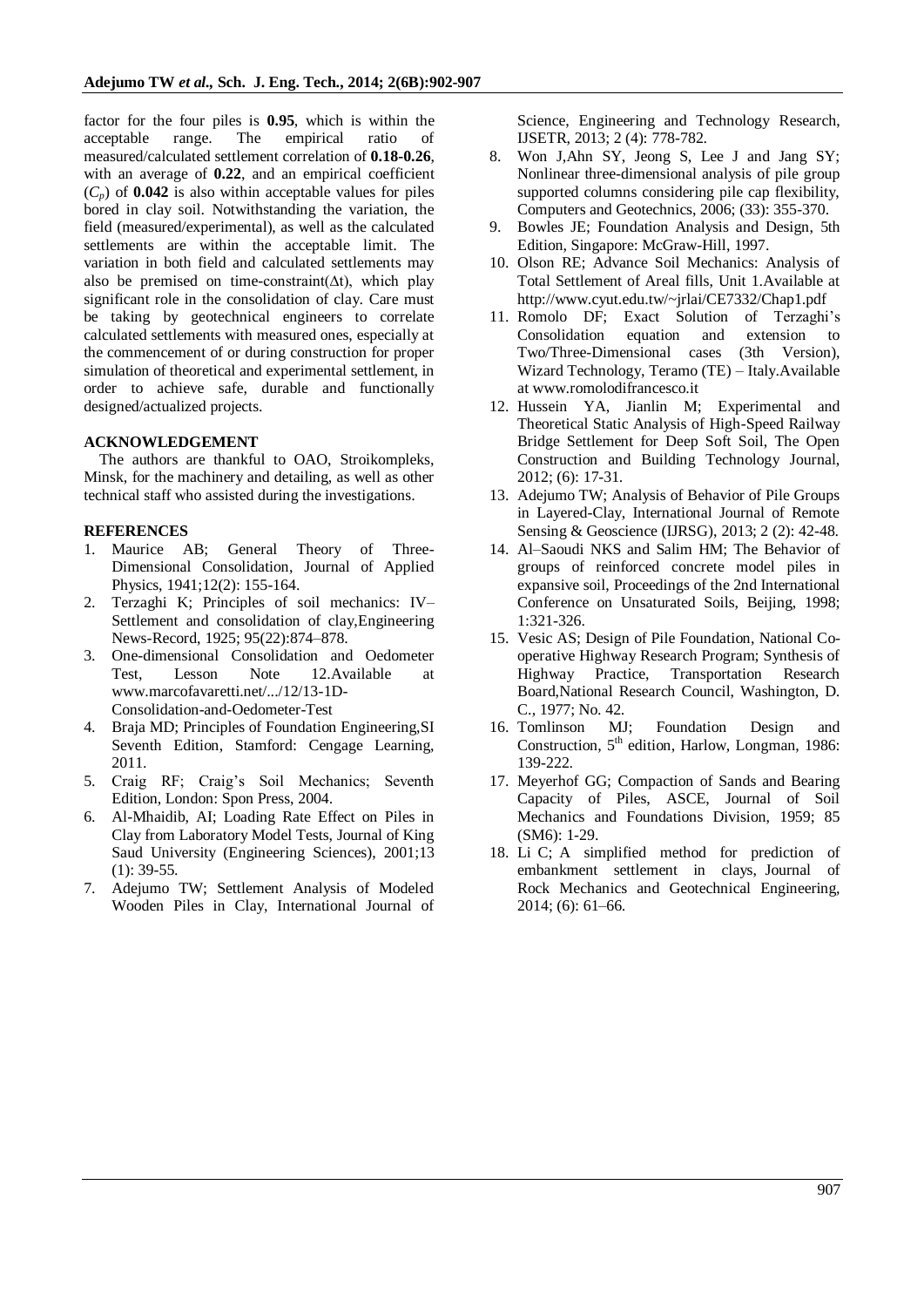factor for the four piles is **0.95**, which is within the acceptable range. The empirical ratio of measured/calculated settlement correlation of **0.18-0.26**, with an average of **0.22**, and an empirical coefficient ($C_p$) of **0.042** is also within acceptable values for piles bored in clay soil. Notwithstanding the variation, the field (measured/experimental), as well as the calculated settlements are within the acceptable limit. The variation in both field and calculated settlements may also be premised on time-constraint($\Delta t$), which play significant role in the consolidation of clay. Care must be taking by geotechnical engineers to correlate calculated settlements with measured ones, especially at the commencement of or during construction for proper simulation of theoretical and experimental settlement, in order to achieve safe, durable and functionally designed/actualized projects.

## ACKNOWLEDGEMENT

The authors are thankful to OAO, Stroikompleks, Minsk, for the machinery and detailing, as well as other technical staff who assisted during the investigations.

## REFERENCES

1. Maurice AB; General Theory of Three-Dimensional Consolidation, Journal of Applied Physics, 1941;12(2): 155-164.
2. Terzaghi K; Principles of soil mechanics: IV– Settlement and consolidation of clay,Engineering News-Record, 1925; 95(22):874–878.
3. One-dimensional Consolidation and Oedometer Test, Lesson Note 12.Available at www.marcofavaretti.net/.../12/13-1D-Consolidation-and-Oedometer-Test
4. Braja MD; Principles of Foundation Engineering,SI Seventh Edition, Stamford: Cengage Learning, 2011.
5. Craig RF; Craig's Soil Mechanics; Seventh Edition, London: Spon Press, 2004.
6. Al-Mhaidib, AI; Loading Rate Effect on Piles in Clay from Laboratory Model Tests, Journal of King Saud University (Engineering Sciences), 2001;13 (1): 39-55.
7. Adejumo TW; Settlement Analysis of Modeled Wooden Piles in Clay, International Journal of Science, Engineering and Technology Research, IJSETR, 2013; 2 (4): 778-782.
8. Won J,Ahn SY, Jeong S, Lee J and Jang SY; Nonlinear three-dimensional analysis of pile group supported columns considering pile cap flexibility, Computers and Geotechnics, 2006; (33): 355-370.
9. Bowles JE; Foundation Analysis and Design, 5th Edition, Singapore: McGraw-Hill, 1997.
10. Olson RE; Advance Soil Mechanics: Analysis of Total Settlement of Areal fills, Unit 1.Available at http://www.cyut.edu.tw/~jrlai/CE7332/Chap1.pdf
11. Romolo DF; Exact Solution of Terzaghi's Consolidation equation and extension to Two/Three-Dimensional cases (3th Version), Wizard Technology, Teramo (TE) – Italy.Available at www.romolodifrancesco.it
12. Hussein YA, Jianlin M; Experimental and Theoretical Static Analysis of High-Speed Railway Bridge Settlement for Deep Soft Soil, The Open Construction and Building Technology Journal, 2012; (6): 17-31.
13. Adejumo TW; Analysis of Behavior of Pile Groups in Layered-Clay, International Journal of Remote Sensing & Geoscience (IJRSG), 2013; 2 (2): 42-48.
14. Al–Saoudi NKS and Salim HM; The Behavior of groups of reinforced concrete model piles in expansive soil, Proceedings of the 2nd International Conference on Unsaturated Soils, Beijing, 1998; 1:321-326.
15. Vesic AS; Design of Pile Foundation, National Co-operative Highway Research Program; Synthesis of Highway Practice, Transportation Research Board,National Research Council, Washington, D. C., 1977; No. 42.
16. Tomlinson MJ; Foundation Design and Construction, 5th edition, Harlow, Longman, 1986: 139-222.
17. Meyerhof GG; Compaction of Sands and Bearing Capacity of Piles, ASCE, Journal of Soil Mechanics and Foundations Division, 1959; 85 (SM6): 1-29.
18. Li C; A simplified method for prediction of embankment settlement in clays, Journal of Rock Mechanics and Geotechnical Engineering, 2014; (6): 61–66.